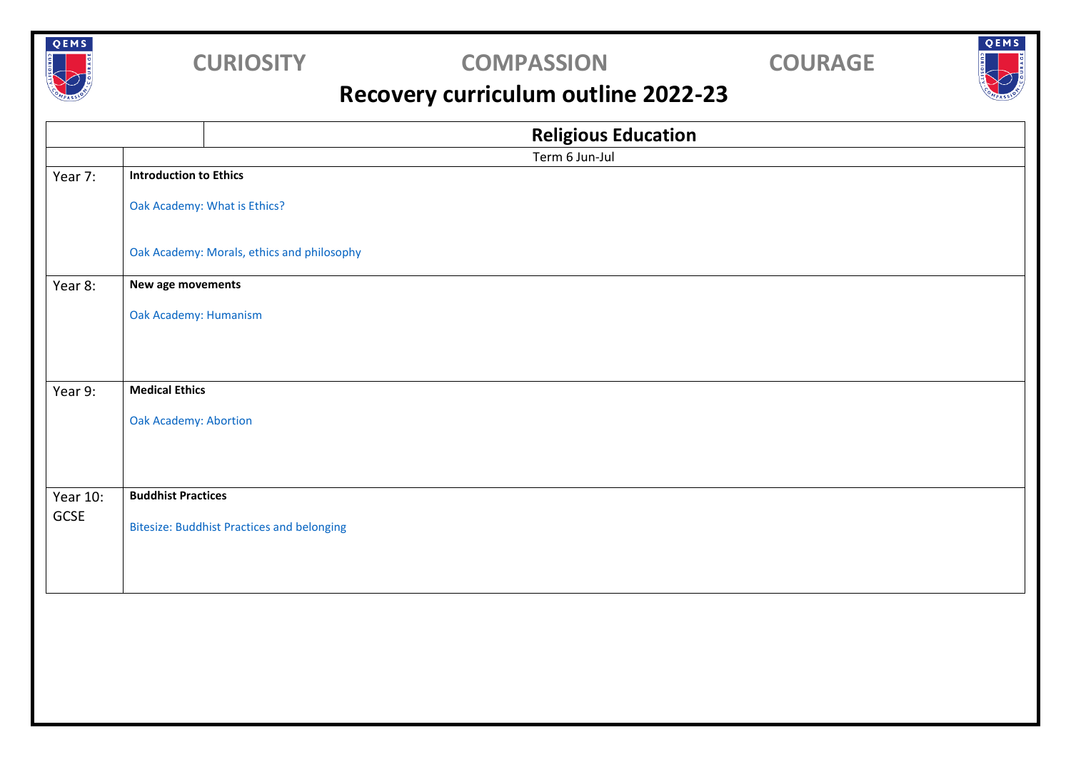CURIOSITY COMPASSION COURAGE

# Recovery curriculum outline 2022-23

| | Religious Education |
|---|---|
| | Term 6 Jun-Jul |
| Year 7: | **Introduction to Ethics**<br><br>Oak Academy: What is Ethics?<br><br>Oak Academy: Morals, ethics and philosophy |
| Year 8: | **New age movements**<br><br>Oak Academy: Humanism |
| Year 9: | **Medical Ethics**<br><br>Oak Academy: Abortion |
| Year 10: GCSE | **Buddhist Practices**<br><br>Bitesize: Buddhist Practices and belonging |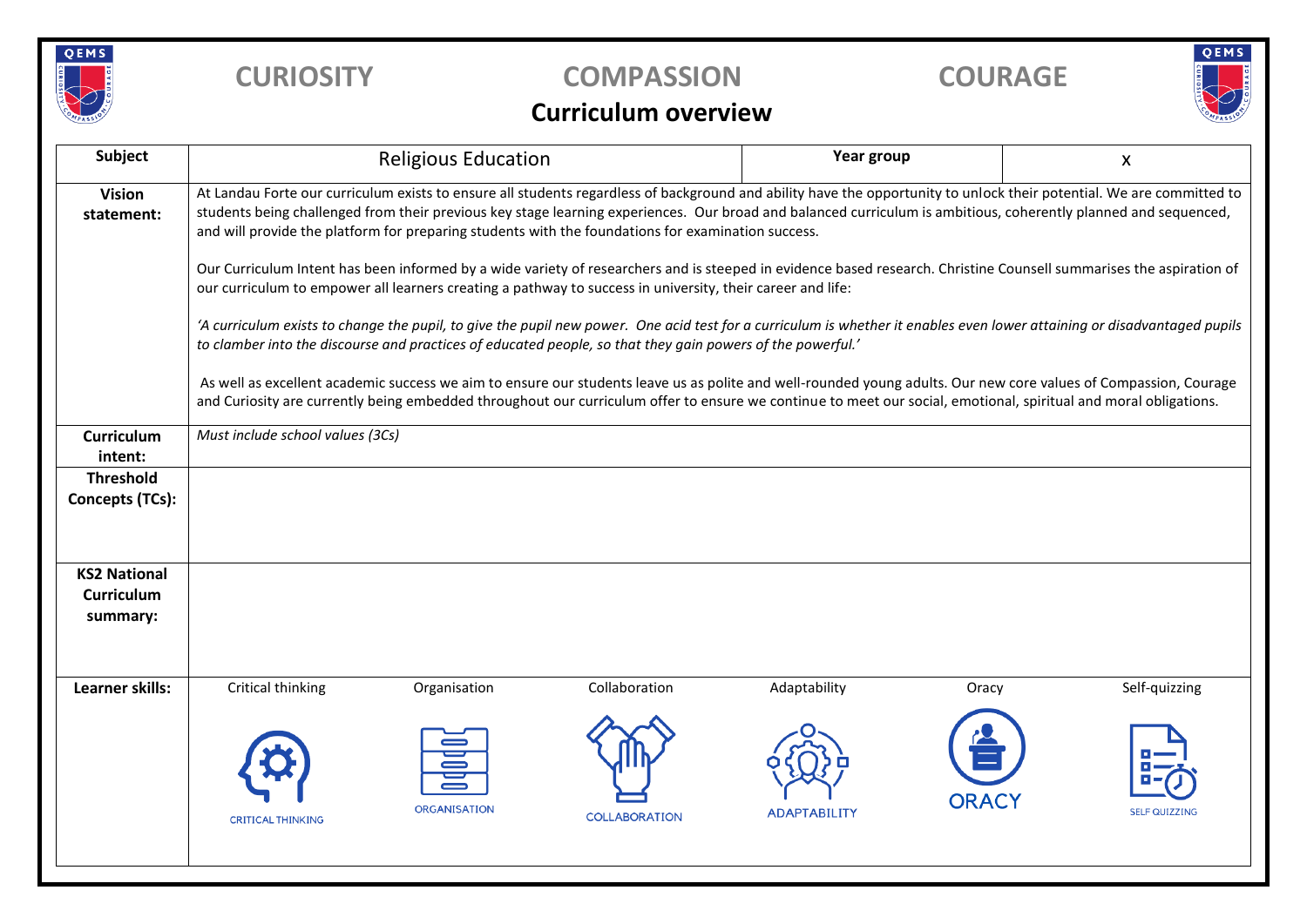# CURIOSITY COMPASSION COURAGE

## Curriculum overview

| | | | | | |
|---|---|---|---|---|---|
| **Subject** | Religious Education | | **Year group** | X | |
| **Vision statement:** | At Landau Forte our curriculum exists to ensure all students regardless of background and ability have the opportunity to unlock their potential. We are committed to students being challenged from their previous key stage learning experiences. Our broad and balanced curriculum is ambitious, coherently planned and sequenced, and will provide the platform for preparing students with the foundations for examination success.<br><br>Our Curriculum Intent has been informed by a wide variety of researchers and is steeped in evidence based research. Christine Counsell summarises the aspiration of our curriculum to empower all learners creating a pathway to success in university, their career and life:<br><br>*'A curriculum exists to change the pupil, to give the pupil new power. One acid test for a curriculum is whether it enables even lower attaining or disadvantaged pupils to clamber into the discourse and practices of educated people, so that they gain powers of the powerful.'*<br><br>As well as excellent academic success we aim to ensure our students leave us as polite and well-rounded young adults. Our new core values of Compassion, Courage and Curiosity are currently being embedded throughout our curriculum offer to ensure we continue to meet our social, emotional, spiritual and moral obligations. | | | | |
| **Curriculum intent:** | *Must include school values (3Cs)* | | | | |
| **Threshold Concepts (TCs):** | | | | | |
| **KS2 National Curriculum summary:** | | | | | |
| **Learner skills:** | Critical thinking | Organisation | Collaboration | Adaptability | Oracy |
| | CRITICAL THINKING | ORGANISATION | COLLABORATION | ADAPTABILITY | ORACY |

Self-quizzing

SELF QUIZZING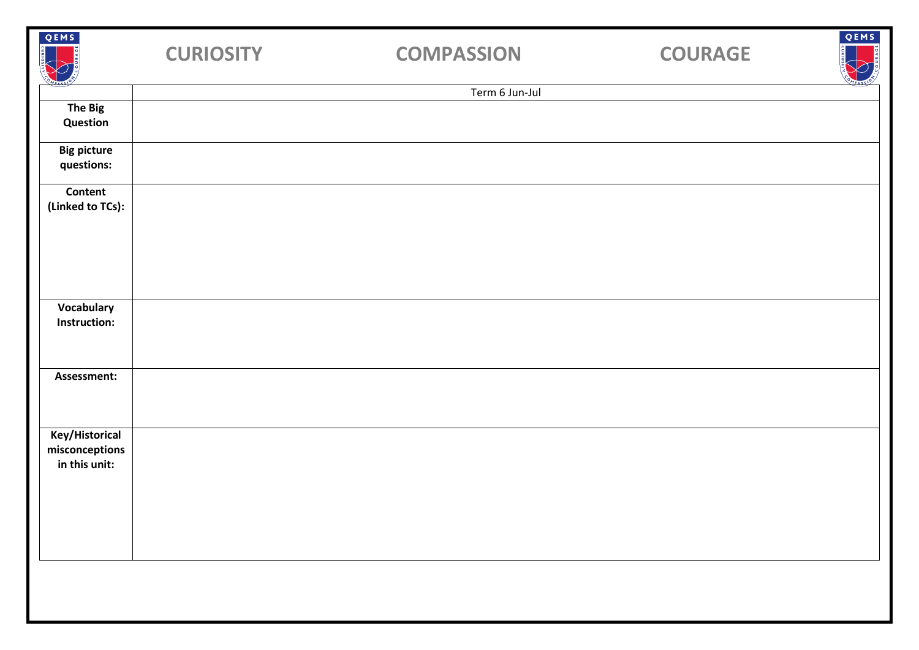CURIOSITY COMPASSION COURAGE

| | Term 6 Jun-Jul |
|---|---|
| **The Big Question** | |
| **Big picture questions:** | |
| **Content (Linked to TCs):** | |
| **Vocabulary Instruction:** | |
| **Assessment:** | |
| **Key/Historical misconceptions in this unit:** | |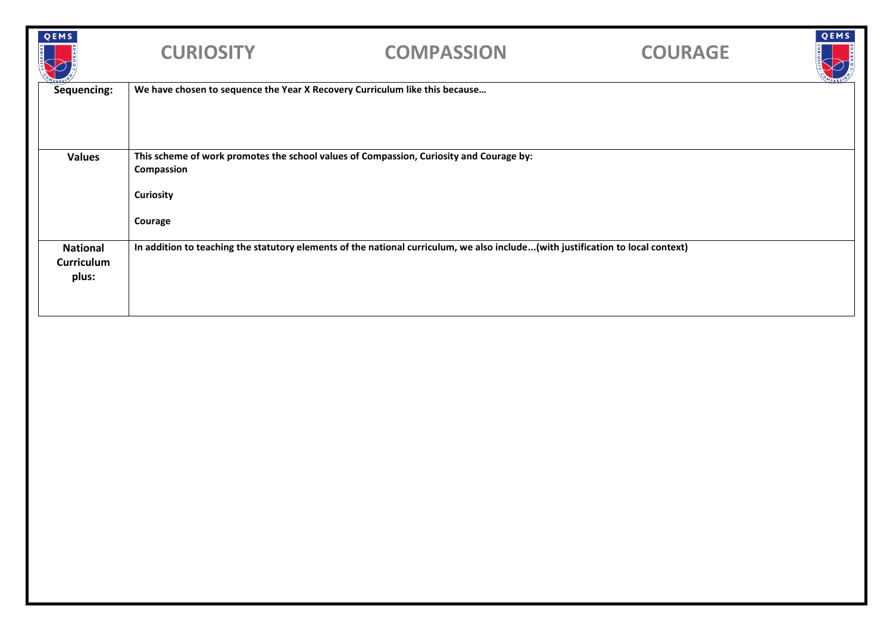CURIOSITY COMPASSION COURAGE

| | |
|---|---|
| **Sequencing:** | **We have chosen to sequence the Year X Recovery Curriculum like this because…** |
| **Values** | **This scheme of work promotes the school values of Compassion, Curiosity and Courage by:**<br>**Compassion**<br><br>**Curiosity**<br><br>**Courage** |
| **National Curriculum plus:** | **In addition to teaching the statutory elements of the national curriculum, we also include...(with justification to local context)** |